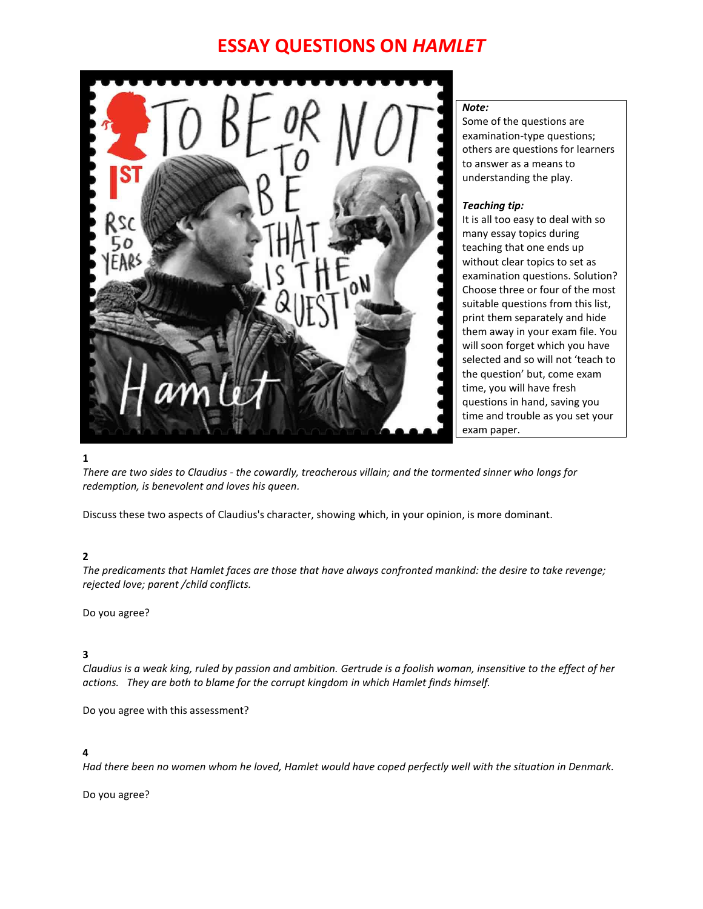# ESSAY QUESTIONS ON *HAMLET*

***Note:***
Some of the questions are examination-type questions; others are questions for learners to answer as a means to understanding the play.

***Teaching tip:***
It is all too easy to deal with so many essay topics during teaching that one ends up without clear topics to set as examination questions. Solution? Choose three or four of the most suitable questions from this list, print them separately and hide them away in your exam file. You will soon forget which you have selected and so will not 'teach to the question' but, come exam time, you will have fresh questions in hand, saving you time and trouble as you set your exam paper.

**1**

*There are two sides to Claudius - the cowardly, treacherous villain; and the tormented sinner who longs for redemption, is benevolent and loves his queen.*

Discuss these two aspects of Claudius's character, showing which, in your opinion, is more dominant.

**2**

*The predicaments that Hamlet faces are those that have always confronted mankind: the desire to take revenge; rejected love; parent /child conflicts.*

Do you agree?

**3**

*Claudius is a weak king, ruled by passion and ambition. Gertrude is a foolish woman, insensitive to the effect of her actions. They are both to blame for the corrupt kingdom in which Hamlet finds himself.*

Do you agree with this assessment?

**4**

*Had there been no women whom he loved, Hamlet would have coped perfectly well with the situation in Denmark.*

Do you agree?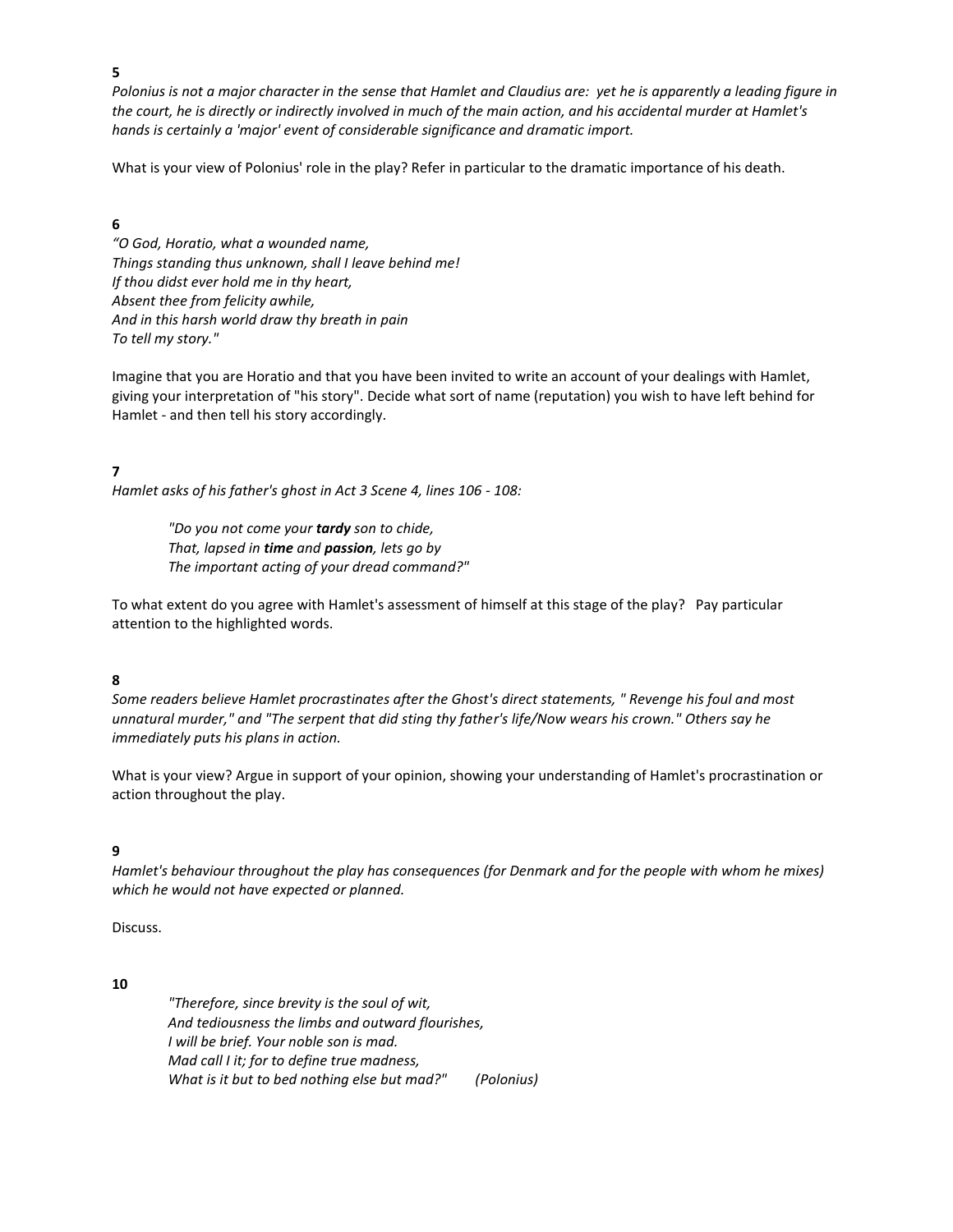**5**

*Polonius is not a major character in the sense that Hamlet and Claudius are: yet he is apparently a leading figure in the court, he is directly or indirectly involved in much of the main action, and his accidental murder at Hamlet's hands is certainly a 'major' event of considerable significance and dramatic import.*

What is your view of Polonius' role in the play? Refer in particular to the dramatic importance of his death.

**6**

*"O God, Horatio, what a wounded name,*
*Things standing thus unknown, shall I leave behind me!*
*If thou didst ever hold me in thy heart,*
*Absent thee from felicity awhile,*
*And in this harsh world draw thy breath in pain*
*To tell my story."*

Imagine that you are Horatio and that you have been invited to write an account of your dealings with Hamlet, giving your interpretation of "his story". Decide what sort of name (reputation) you wish to have left behind for Hamlet - and then tell his story accordingly.

**7**

*Hamlet asks of his father's ghost in Act 3 Scene 4, lines 106 - 108:*

> *"Do you not come your **tardy** son to chide,*
> *That, lapsed in **time** and **passion**, lets go by*
> *The important acting of your dread command?"*

To what extent do you agree with Hamlet's assessment of himself at this stage of the play? Pay particular attention to the highlighted words.

**8**

*Some readers believe Hamlet procrastinates after the Ghost's direct statements, " Revenge his foul and most unnatural murder," and "The serpent that did sting thy father's life/Now wears his crown." Others say he immediately puts his plans in action.*

What is your view? Argue in support of your opinion, showing your understanding of Hamlet's procrastination or action throughout the play.

**9**

*Hamlet's behaviour throughout the play has consequences (for Denmark and for the people with whom he mixes) which he would not have expected or planned.*

Discuss.

**10**

> *"Therefore, since brevity is the soul of wit,*
> *And tediousness the limbs and outward flourishes,*
> *I will be brief. Your noble son is mad.*
> *Mad call I it; for to define true madness,*
> *What is it but to bed nothing else but mad?"* *(Polonius)*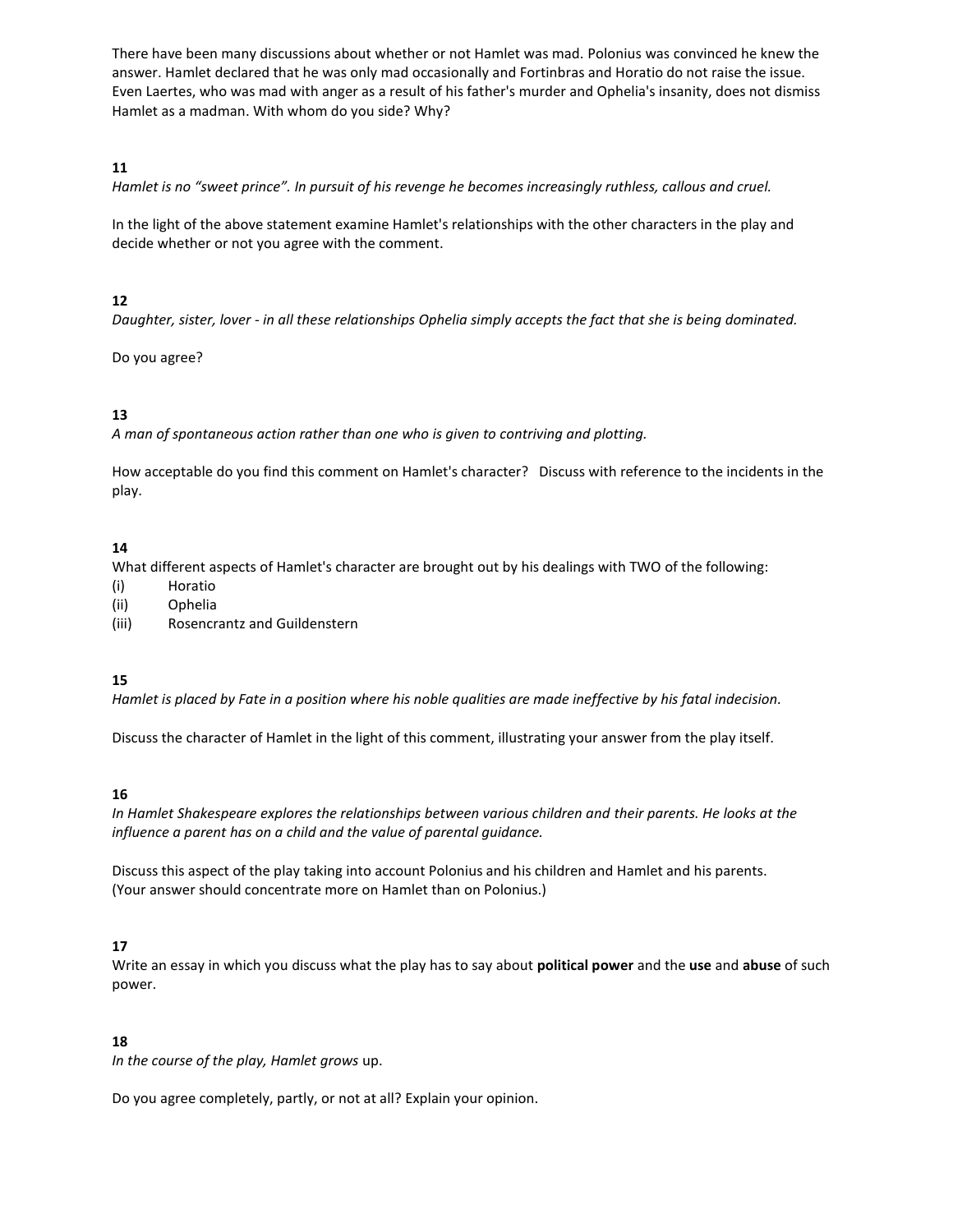There have been many discussions about whether or not Hamlet was mad. Polonius was convinced he knew the answer. Hamlet declared that he was only mad occasionally and Fortinbras and Horatio do not raise the issue. Even Laertes, who was mad with anger as a result of his father's murder and Ophelia's insanity, does not dismiss Hamlet as a madman. With whom do you side? Why?

**11**

*Hamlet is no "sweet prince". In pursuit of his revenge he becomes increasingly ruthless, callous and cruel.*

In the light of the above statement examine Hamlet's relationships with the other characters in the play and decide whether or not you agree with the comment.

**12**

*Daughter, sister, lover - in all these relationships Ophelia simply accepts the fact that she is being dominated.*

Do you agree?

**13**

*A man of spontaneous action rather than one who is given to contriving and plotting.*

How acceptable do you find this comment on Hamlet's character? Discuss with reference to the incidents in the play.

**14**

What different aspects of Hamlet's character are brought out by his dealings with TWO of the following:

(i) Horatio
(ii) Ophelia
(iii) Rosencrantz and Guildenstern

**15**

*Hamlet is placed by Fate in a position where his noble qualities are made ineffective by his fatal indecision.*

Discuss the character of Hamlet in the light of this comment, illustrating your answer from the play itself.

**16**

*In Hamlet Shakespeare explores the relationships between various children and their parents. He looks at the influence a parent has on a child and the value of parental guidance.*

Discuss this aspect of the play taking into account Polonius and his children and Hamlet and his parents. (Your answer should concentrate more on Hamlet than on Polonius.)

**17**

Write an essay in which you discuss what the play has to say about **political power** and the **use** and **abuse** of such power.

**18**

*In the course of the play, Hamlet grows* up.

Do you agree completely, partly, or not at all? Explain your opinion.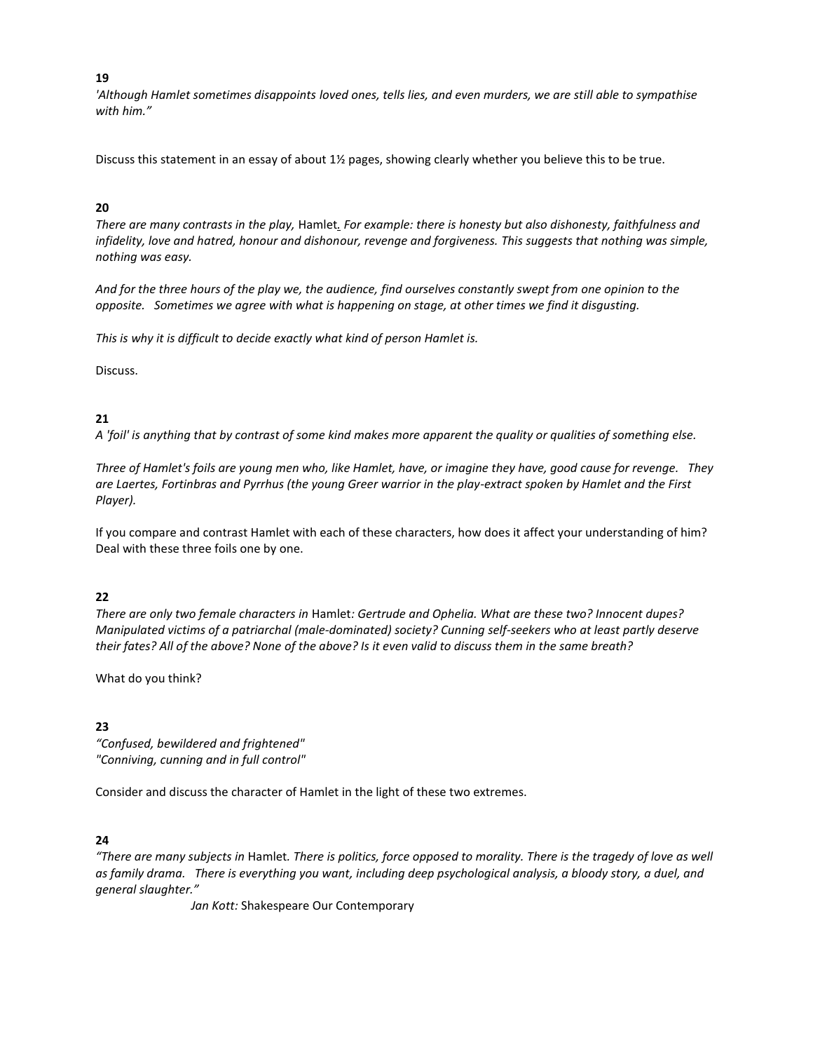**19**

*'Although Hamlet sometimes disappoints loved ones, tells lies, and even murders, we are still able to sympathise with him."*

Discuss this statement in an essay of about 1½ pages, showing clearly whether you believe this to be true.

**20**

*There are many contrasts in the play,* Hamlet*. For example: there is honesty but also dishonesty, faithfulness and infidelity, love and hatred, honour and dishonour, revenge and forgiveness. This suggests that nothing was simple, nothing was easy.*

*And for the three hours of the play we, the audience, find ourselves constantly swept from one opinion to the opposite. Sometimes we agree with what is happening on stage, at other times we find it disgusting.*

*This is why it is difficult to decide exactly what kind of person Hamlet is.*

Discuss.

**21**

*A 'foil' is anything that by contrast of some kind makes more apparent the quality or qualities of something else.*

*Three of Hamlet's foils are young men who, like Hamlet, have, or imagine they have, good cause for revenge. They are Laertes, Fortinbras and Pyrrhus (the young Greer warrior in the play-extract spoken by Hamlet and the First Player).*

If you compare and contrast Hamlet with each of these characters, how does it affect your understanding of him? Deal with these three foils one by one.

**22**

*There are only two female characters in* Hamlet*: Gertrude and Ophelia. What are these two? Innocent dupes? Manipulated victims of a patriarchal (male-dominated) society? Cunning self-seekers who at least partly deserve their fates? All of the above? None of the above? Is it even valid to discuss them in the same breath?*

What do you think?

**23**

*"Confused, bewildered and frightened"*
*"Conniving, cunning and in full control"*

Consider and discuss the character of Hamlet in the light of these two extremes.

**24**

*"There are many subjects in* Hamlet*. There is politics, force opposed to morality. There is the tragedy of love as well as family drama. There is everything you want, including deep psychological analysis, a bloody story, a duel, and general slaughter."*

*Jan Kott:* Shakespeare Our Contemporary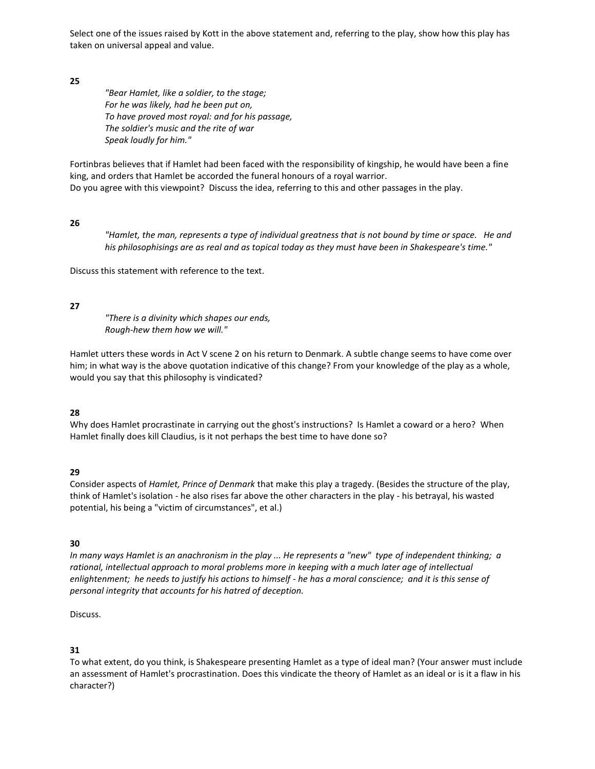Select one of the issues raised by Kott in the above statement and, referring to the play, show how this play has taken on universal appeal and value.

**25**

> *"Bear Hamlet, like a soldier, to the stage;*
> *For he was likely, had he been put on,*
> *To have proved most royal: and for his passage,*
> *The soldier's music and the rite of war*
> *Speak loudly for him."*

Fortinbras believes that if Hamlet had been faced with the responsibility of kingship, he would have been a fine king, and orders that Hamlet be accorded the funeral honours of a royal warrior.
Do you agree with this viewpoint? Discuss the idea, referring to this and other passages in the play.

**26**

> *"Hamlet, the man, represents a type of individual greatness that is not bound by time or space. He and his philosophisings are as real and as topical today as they must have been in Shakespeare's time."*

Discuss this statement with reference to the text.

**27**

> *"There is a divinity which shapes our ends,*
> *Rough-hew them how we will."*

Hamlet utters these words in Act V scene 2 on his return to Denmark. A subtle change seems to have come over him; in what way is the above quotation indicative of this change? From your knowledge of the play as a whole, would you say that this philosophy is vindicated?

**28**

Why does Hamlet procrastinate in carrying out the ghost's instructions? Is Hamlet a coward or a hero? When Hamlet finally does kill Claudius, is it not perhaps the best time to have done so?

**29**

Consider aspects of *Hamlet, Prince of Denmark* that make this play a tragedy. (Besides the structure of the play, think of Hamlet's isolation - he also rises far above the other characters in the play - his betrayal, his wasted potential, his being a "victim of circumstances", et al.)

**30**

*In many ways Hamlet is an anachronism in the play ... He represents a "new" type of independent thinking; a rational, intellectual approach to moral problems more in keeping with a much later age of intellectual enlightenment; he needs to justify his actions to himself - he has a moral conscience; and it is this sense of personal integrity that accounts for his hatred of deception.*

Discuss.

**31**

To what extent, do you think, is Shakespeare presenting Hamlet as a type of ideal man? (Your answer must include an assessment of Hamlet's procrastination. Does this vindicate the theory of Hamlet as an ideal or is it a flaw in his character?)